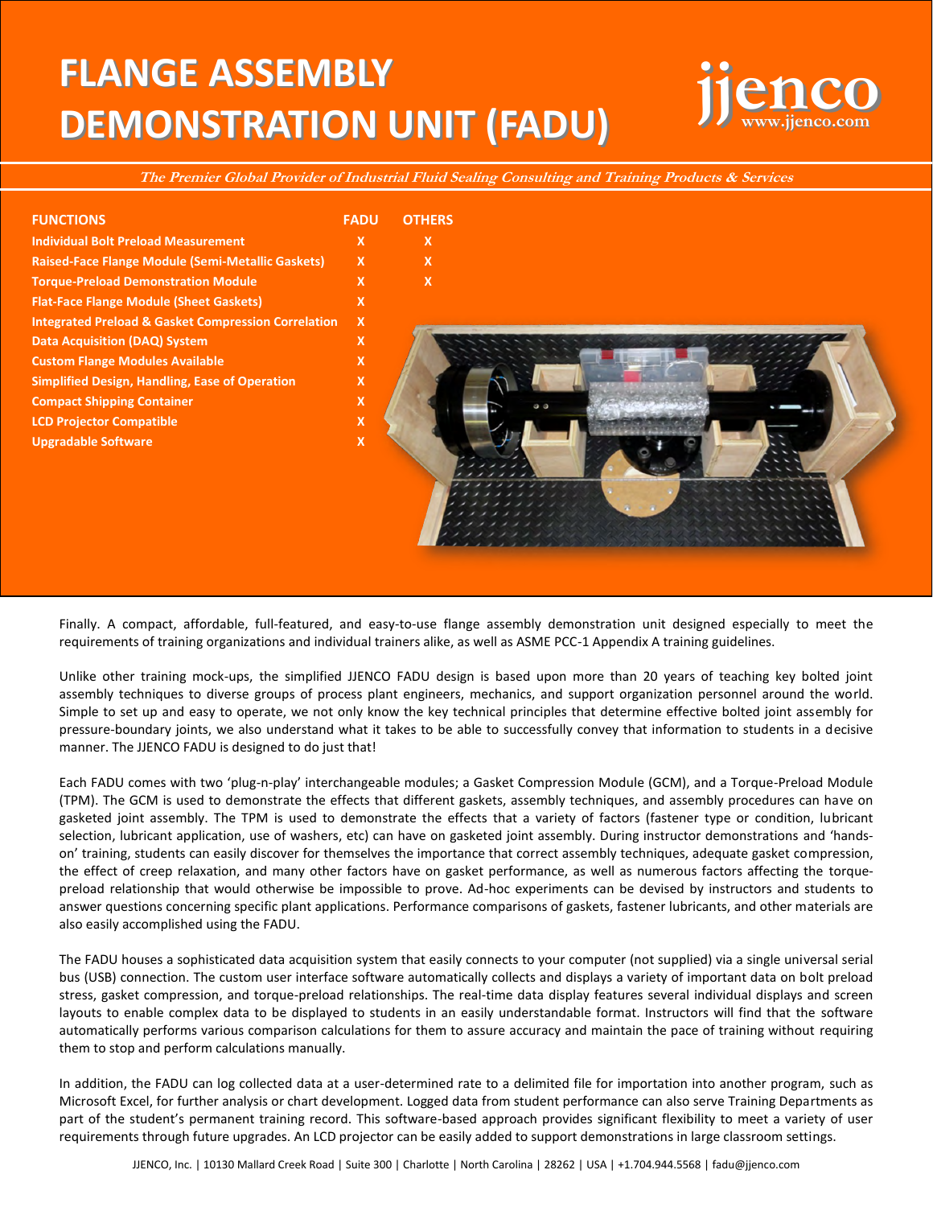# FLANGE ASSEMBLY DEMONSTRATION UNIT (FADU)

jjenco
www.jjenco.com

*The Premier Global Provider of Industrial Fluid Sealing Consulting and Training Products & Services*

| FUNCTIONS | FADU | OTHERS |
|---|---|---|
| Individual Bolt Preload Measurement | X | X |
| Raised-Face Flange Module (Semi-Metallic Gaskets) | X | X |
| Torque-Preload Demonstration Module | X | X |
| Flat-Face Flange Module (Sheet Gaskets) | X | |
| Integrated Preload & Gasket Compression Correlation | X | |
| Data Acquisition (DAQ) System | X | |
| Custom Flange Modules Available | X | |
| Simplified Design, Handling, Ease of Operation | X | |
| Compact Shipping Container | X | |
| LCD Projector Compatible | X | |
| Upgradable Software | X | |

Finally. A compact, affordable, full-featured, and easy-to-use flange assembly demonstration unit designed especially to meet the requirements of training organizations and individual trainers alike, as well as ASME PCC-1 Appendix A training guidelines.

Unlike other training mock-ups, the simplified JJENCO FADU design is based upon more than 20 years of teaching key bolted joint assembly techniques to diverse groups of process plant engineers, mechanics, and support organization personnel around the world. Simple to set up and easy to operate, we not only know the key technical principles that determine effective bolted joint assembly for pressure-boundary joints, we also understand what it takes to be able to successfully convey that information to students in a decisive manner. The JJENCO FADU is designed to do just that!

Each FADU comes with two 'plug-n-play' interchangeable modules; a Gasket Compression Module (GCM), and a Torque-Preload Module (TPM). The GCM is used to demonstrate the effects that different gaskets, assembly techniques, and assembly procedures can have on gasketed joint assembly. The TPM is used to demonstrate the effects that a variety of factors (fastener type or condition, lubricant selection, lubricant application, use of washers, etc) can have on gasketed joint assembly. During instructor demonstrations and 'hands-on' training, students can easily discover for themselves the importance that correct assembly techniques, adequate gasket compression, the effect of creep relaxation, and many other factors have on gasket performance, as well as numerous factors affecting the torque-preload relationship that would otherwise be impossible to prove. Ad-hoc experiments can be devised by instructors and students to answer questions concerning specific plant applications. Performance comparisons of gaskets, fastener lubricants, and other materials are also easily accomplished using the FADU.

The FADU houses a sophisticated data acquisition system that easily connects to your computer (not supplied) via a single universal serial bus (USB) connection. The custom user interface software automatically collects and displays a variety of important data on bolt preload stress, gasket compression, and torque-preload relationships. The real-time data display features several individual displays and screen layouts to enable complex data to be displayed to students in an easily understandable format. Instructors will find that the software automatically performs various comparison calculations for them to assure accuracy and maintain the pace of training without requiring them to stop and perform calculations manually.

In addition, the FADU can log collected data at a user-determined rate to a delimited file for importation into another program, such as Microsoft Excel, for further analysis or chart development. Logged data from student performance can also serve Training Departments as part of the student's permanent training record. This software-based approach provides significant flexibility to meet a variety of user requirements through future upgrades. An LCD projector can be easily added to support demonstrations in large classroom settings.

JJENCO, Inc. | 10130 Mallard Creek Road | Suite 300 | Charlotte | North Carolina | 28262 | USA | +1.704.944.5568 | fadu@jjenco.com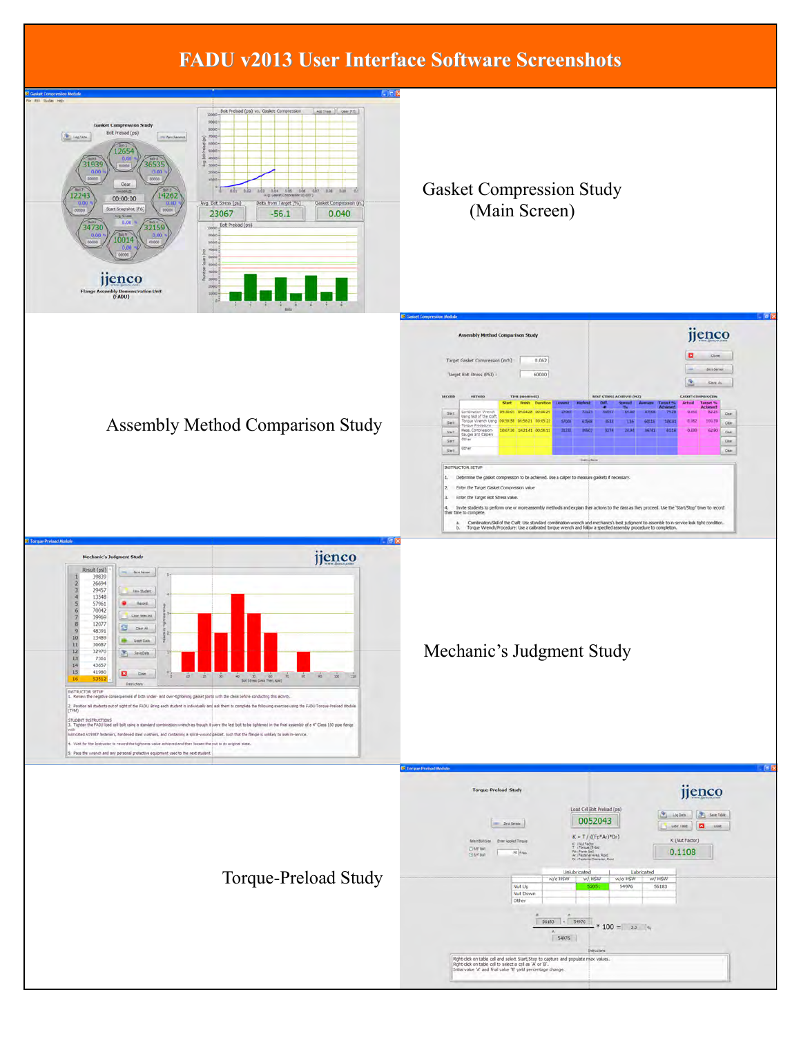# FADU v2013 User Interface Software Screenshots

Gasket Compression Study (Main Screen)

Assembly Method Comparison Study

Mechanic's Judgment Study

Torque-Preload Study